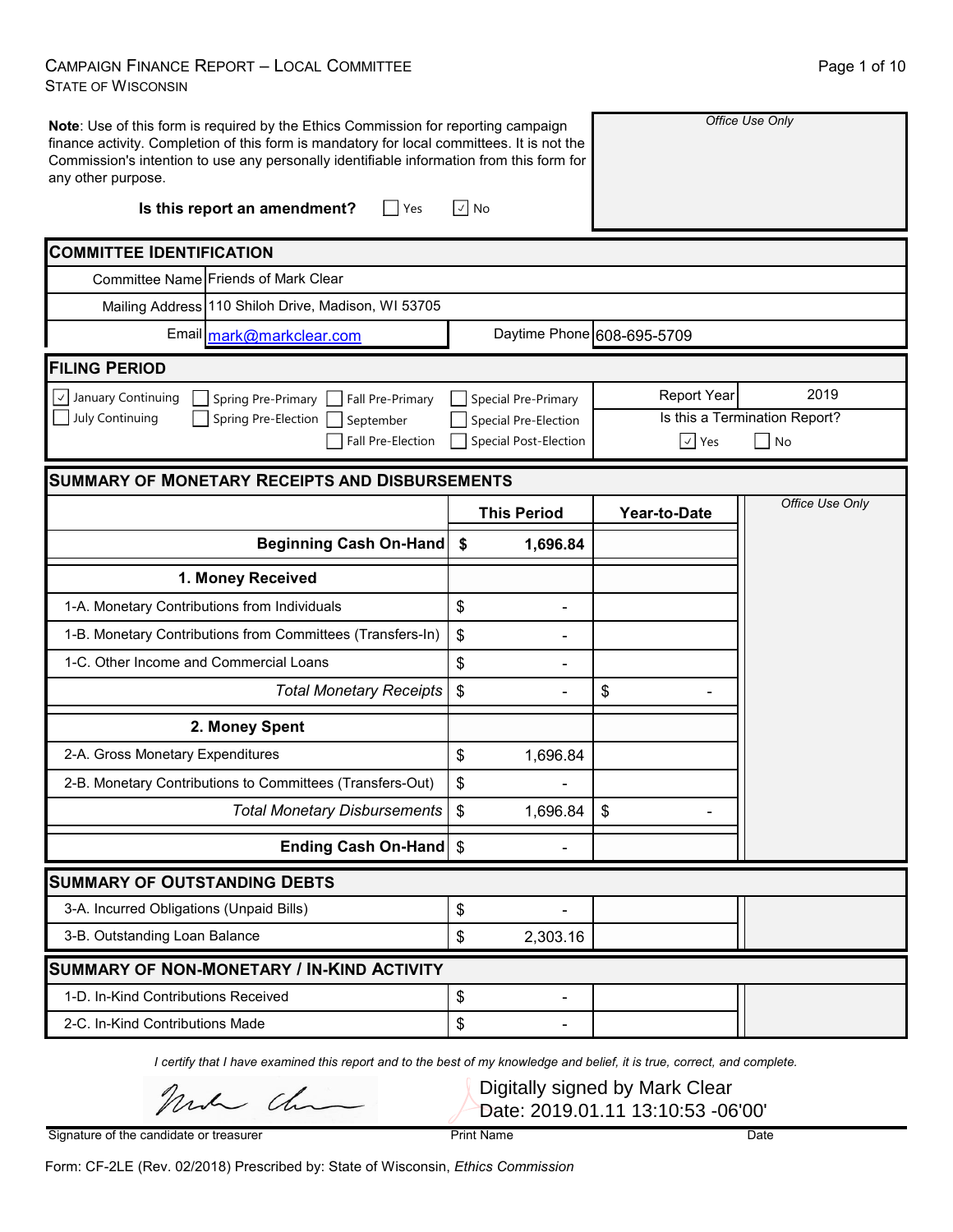# Campaign Finance Report – Local Committee
## State of Wisconsin

**Note**: Use of this form is required by the Ethics Commission for reporting campaign finance activity. Completion of this form is mandatory for local committees. It is not the Commission's intention to use any personally identifiable information from this form for any other purpose.

*Office Use Only*

**Is this report an amendment?** ☐ Yes ☑ No

## Committee Identification

| | |
|---|---|
| Committee Name | Friends of Mark Clear |
| Mailing Address | 110 Shiloh Drive, Madison, WI 53705 |
| Email | mark@markclear.com |
| Daytime Phone | 608-695-5709 |

## Filing Period

☑ January Continuing ☐ July Continuing ☐ Spring Pre-Primary ☐ Spring Pre-Election ☐ Fall Pre-Primary ☐ September ☐ Fall Pre-Election ☐ Special Pre-Primary ☐ Special Pre-Election ☐ Special Post-Election

Report Year: 2019

Is this a Termination Report? ☑ Yes ☐ No

## Summary of Monetary Receipts and Disbursements

| | This Period | Year-to-Date |
|---|---|---|
| **Beginning Cash On-Hand** | **$ 1,696.84** | |
| **1. Money Received** | | |
| 1-A. Monetary Contributions from Individuals | $ - | |
| 1-B. Monetary Contributions from Committees (Transfers-In) | $ - | |
| 1-C. Other Income and Commercial Loans | $ - | |
| *Total Monetary Receipts* | $ - | $ - |
| **2. Money Spent** | | |
| 2-A. Gross Monetary Expenditures | $ 1,696.84 | |
| 2-B. Monetary Contributions to Committees (Transfers-Out) | $ - | |
| *Total Monetary Disbursements* | $ 1,696.84 | $ - |
| **Ending Cash On-Hand** | $ - | |

*Office Use Only*

## Summary of Outstanding Debts

| | |
|---|---|
| 3-A. Incurred Obligations (Unpaid Bills) | $ - |
| 3-B. Outstanding Loan Balance | $ 2,303.16 |

## Summary of Non-Monetary / In-Kind Activity

| | |
|---|---|
| 1-D. In-Kind Contributions Received | $ - |
| 2-C. In-Kind Contributions Made | $ - |

*I certify that I have examined this report and to the best of my knowledge and belief, it is true, correct, and complete.*

Digitally signed by Mark Clear
Date: 2019.01.11 13:10:53 -06'00'

Signature of the candidate or treasurer | Print Name | Date

Form: CF-2LE (Rev. 02/2018) Prescribed by: State of Wisconsin, *Ethics Commission*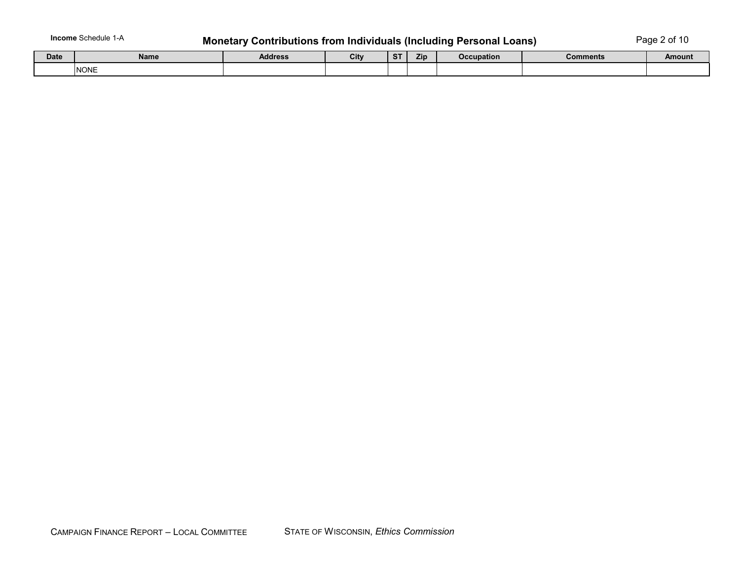**Income** Schedule 1-A

## Monetary Contributions from Individuals (Including Personal Loans)

| Date | Name | Address | City | ST | Zip | Occupation | Comments | Amount |
|---|---|---|---|---|---|---|---|---|
| | NONE | | | | | | | |

CAMPAIGN FINANCE REPORT – LOCAL COMMITTEE    STATE OF WISCONSIN, *Ethics Commission*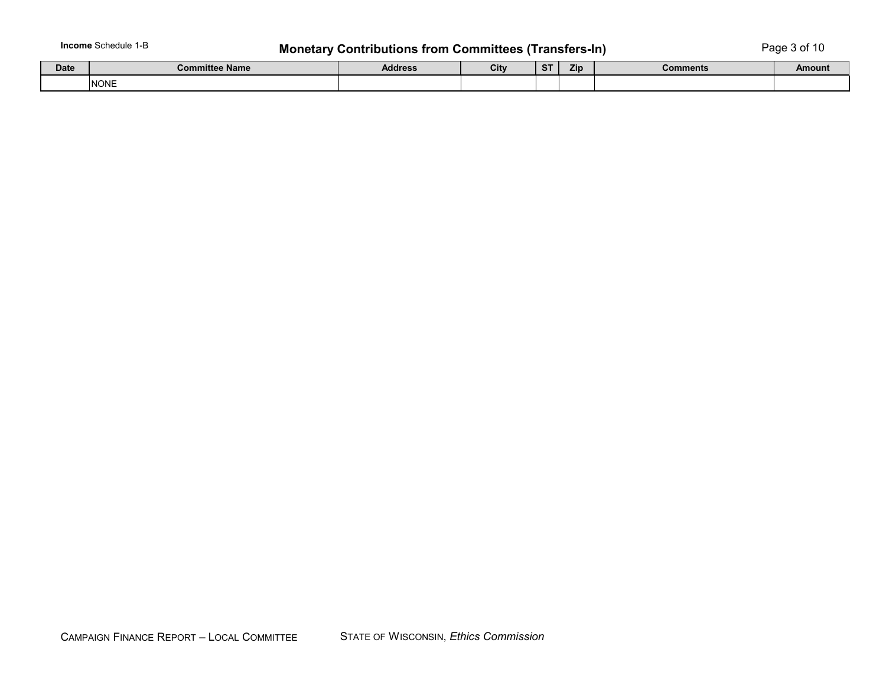**Income** Schedule 1-B

# Monetary Contributions from Committees (Transfers-In)

| Date | Committee Name | Address | City | ST | Zip | Comments | Amount |
|---|---|---|---|---|---|---|---|
| | NONE | | | | | | |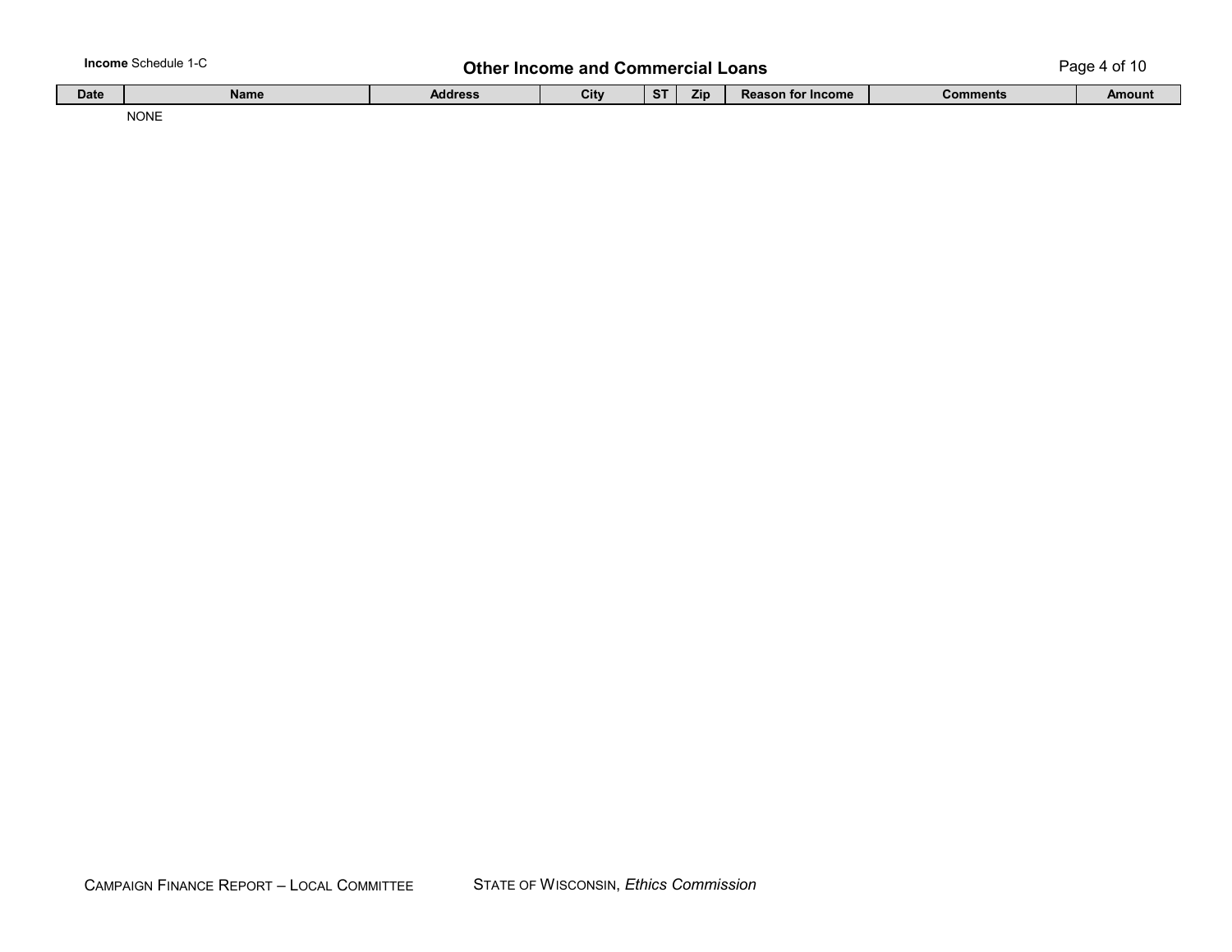**Income** Schedule 1-C

# Other Income and Commercial Loans

| Date | Name | Address | City | ST | Zip | Reason for Income | Comments | Amount |
|---|---|---|---|---|---|---|---|---|
| | NONE | | | | | | | |

CAMPAIGN FINANCE REPORT – LOCAL COMMITTEE    STATE OF WISCONSIN, *Ethics Commission*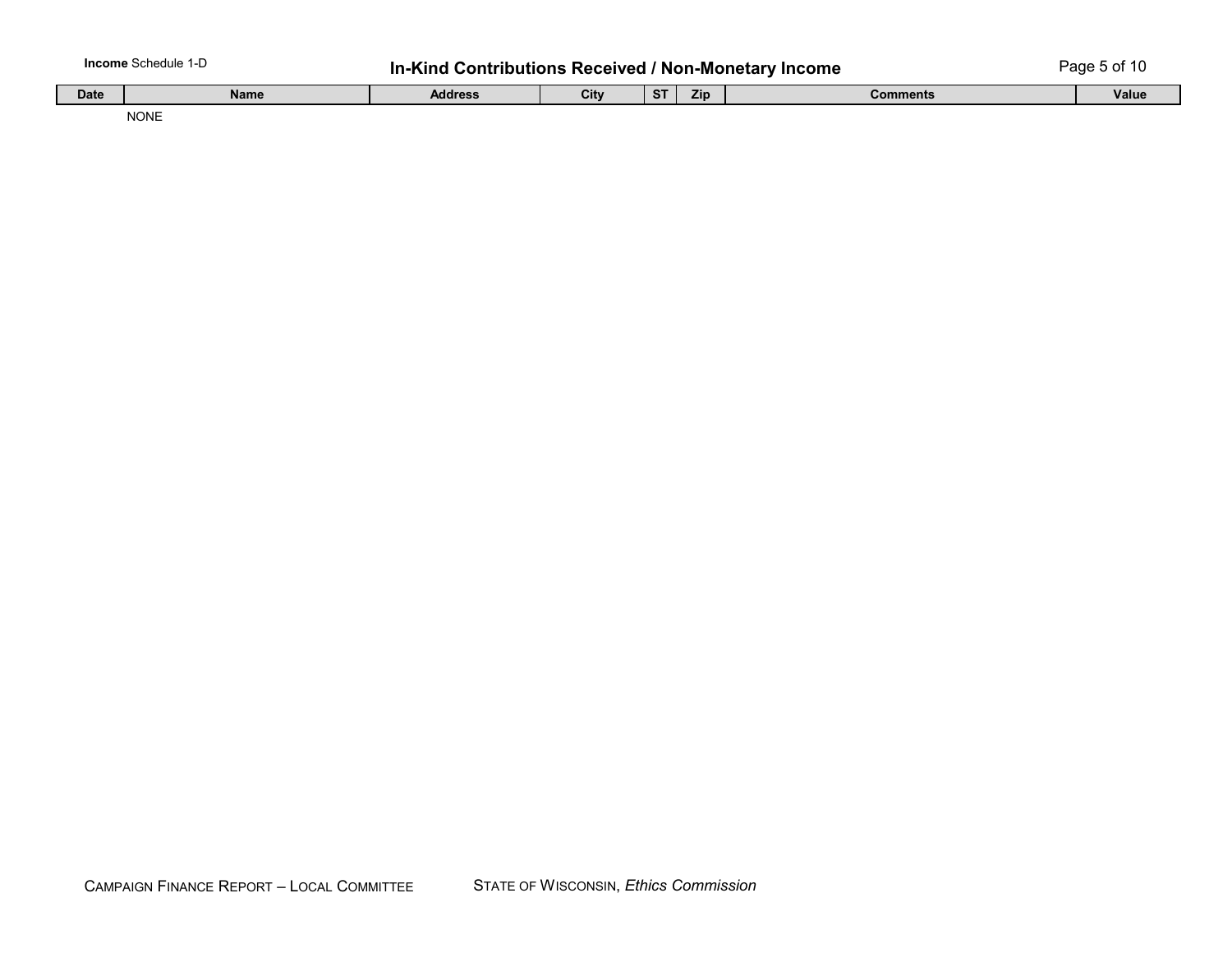**Income** Schedule 1-D

# In-Kind Contributions Received / Non-Monetary Income

| Date | Name | Address | City | ST | Zip | Comments | Value |
|---|---|---|---|---|---|---|---|
| | NONE | | | | | | |

CAMPAIGN FINANCE REPORT – LOCAL COMMITTEE STATE OF WISCONSIN, *Ethics Commission*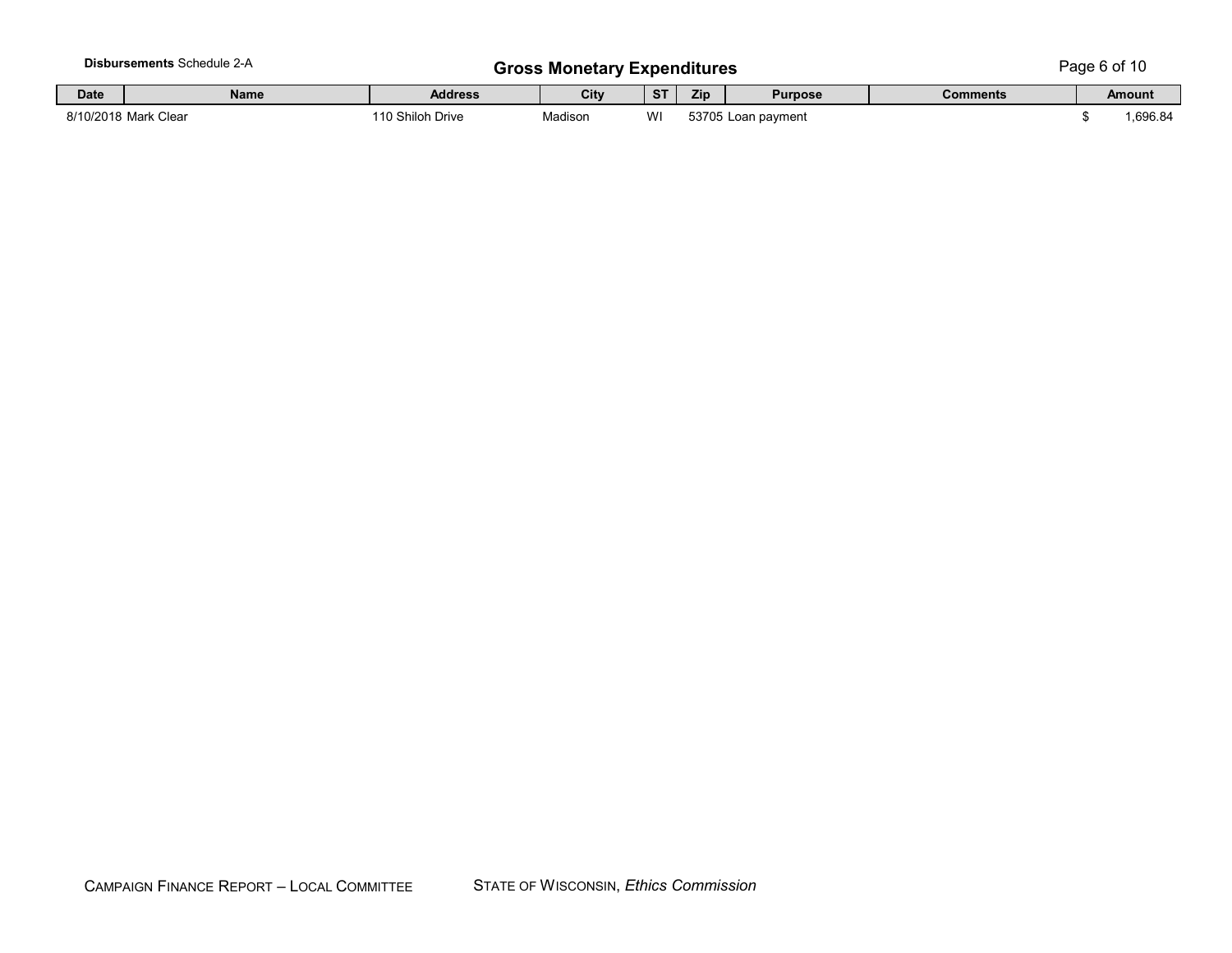**Disbursements** Schedule 2-A

## Gross Monetary Expenditures

| Date | Name | Address | City | ST | Zip | Purpose | Comments | Amount |
|---|---|---|---|---|---|---|---|---|
| 8/10/2018 | Mark Clear | 110 Shiloh Drive | Madison | WI | 53705 | Loan payment | | $ 1,696.84 |

CAMPAIGN FINANCE REPORT – LOCAL COMMITTEE STATE OF WISCONSIN, *Ethics Commission*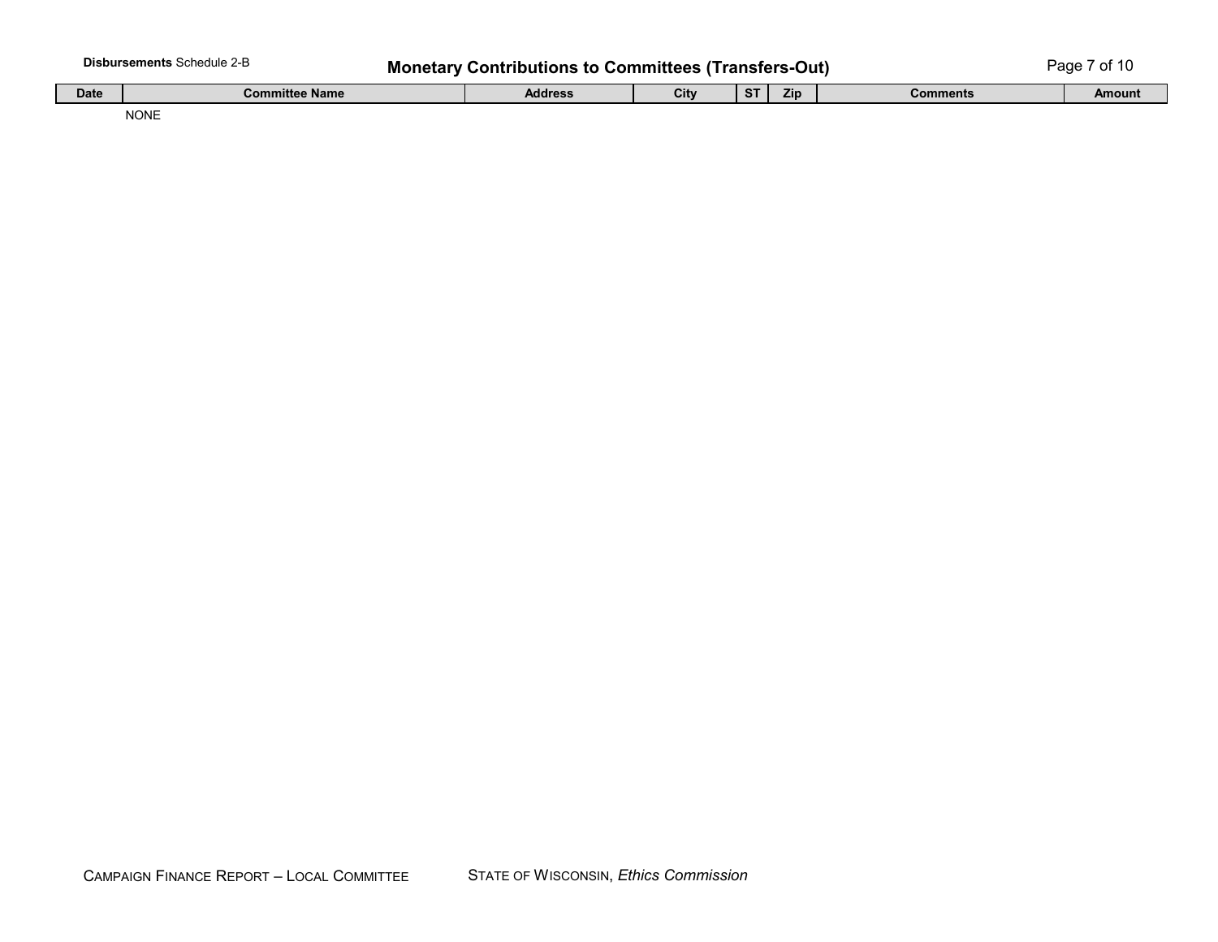**Disbursements** Schedule 2-B

# Monetary Contributions to Committees (Transfers-Out)

| Date | Committee Name | Address | City | ST | Zip | Comments | Amount |
|---|---|---|---|---|---|---|---|
| | NONE | | | | | | |

CAMPAIGN FINANCE REPORT – LOCAL COMMITTEE     STATE OF WISCONSIN, *Ethics Commission*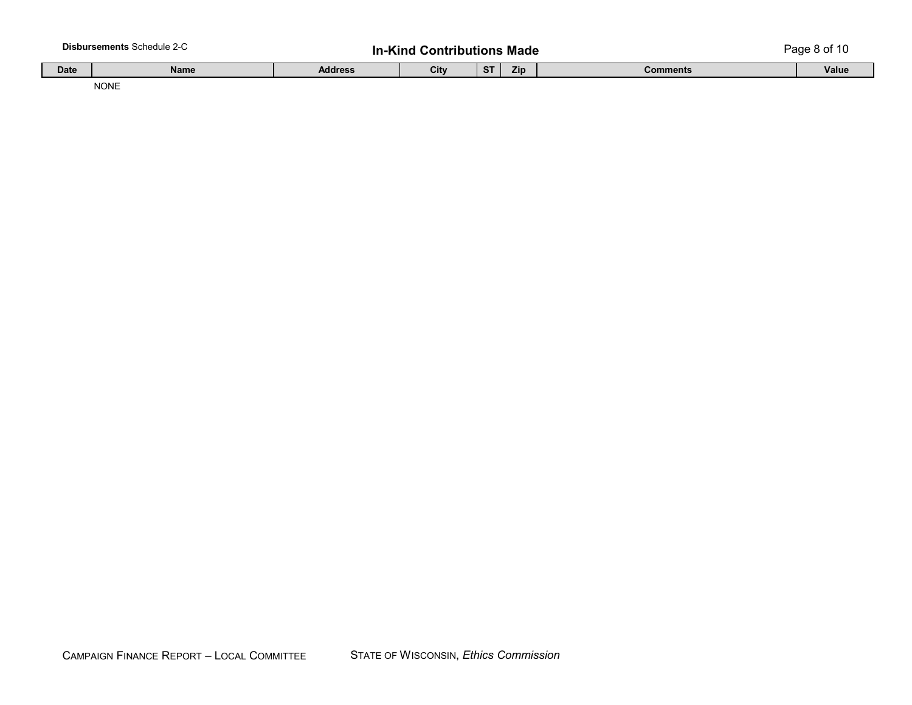**Disbursements** Schedule 2-C

## In-Kind Contributions Made

| Date | Name | Address | City | ST | Zip | Comments | Value |
|---|---|---|---|---|---|---|---|
| | NONE | | | | | | |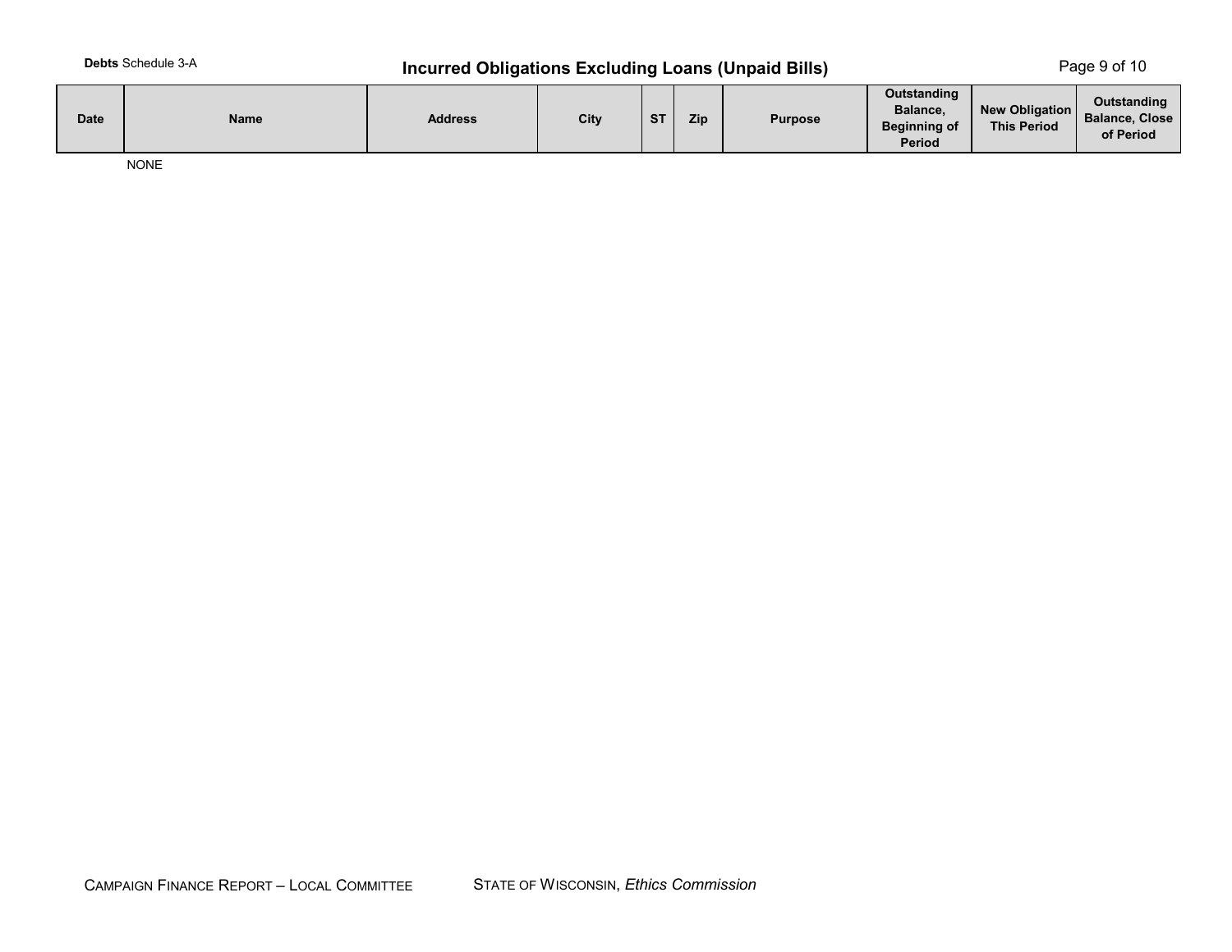**Debts** Schedule 3-A

# Incurred Obligations Excluding Loans (Unpaid Bills)

| Date | Name | Address | City | ST | Zip | Purpose | Outstanding Balance, Beginning of Period | New Obligation This Period | Outstanding Balance, Close of Period |
|---|---|---|---|---|---|---|---|---|---|
| | NONE | | | | | | | | |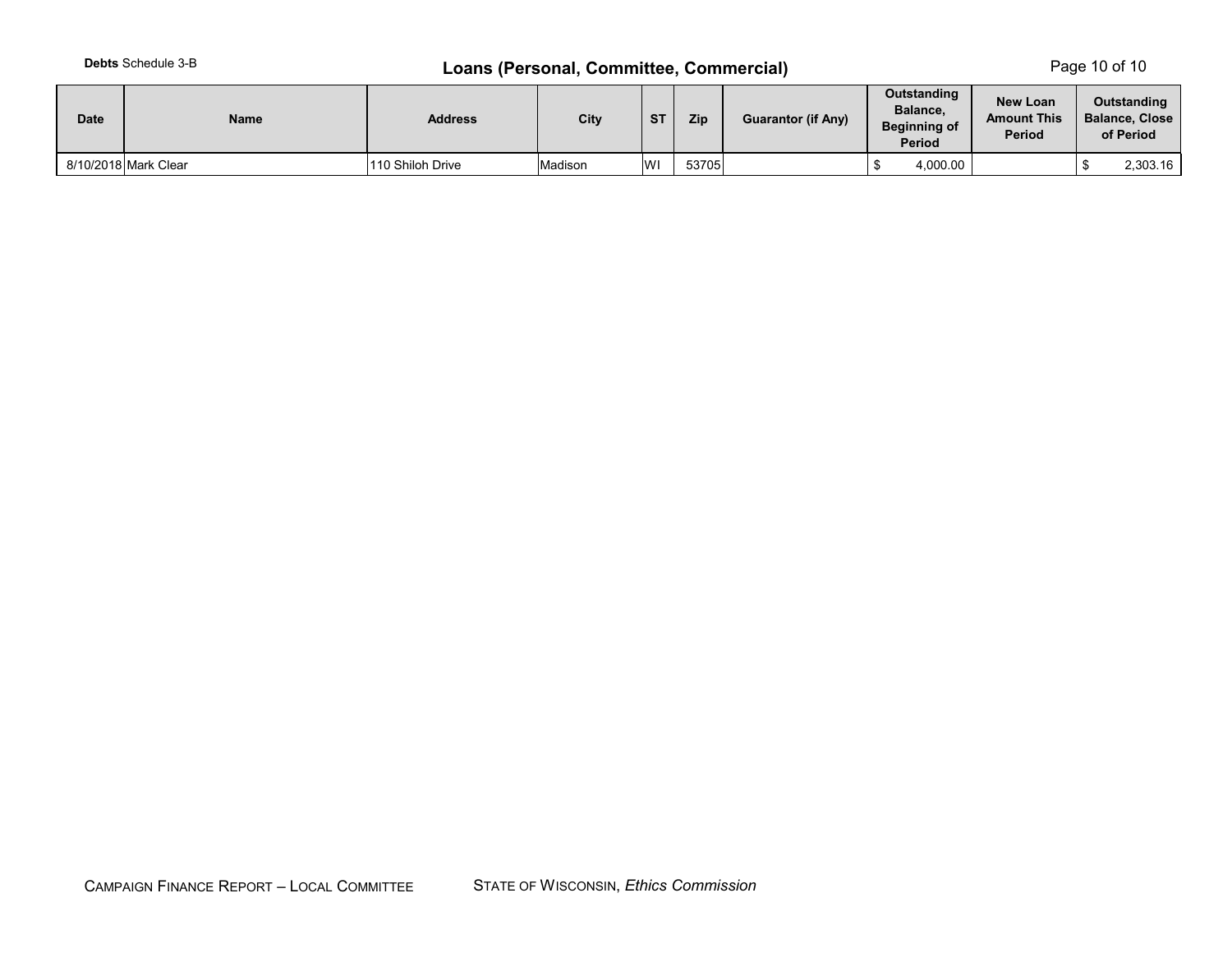**Debts** Schedule 3-B

## Loans (Personal, Committee, Commercial)

| Date | Name | Address | City | ST | Zip | Guarantor (if Any) | Outstanding Balance, Beginning of Period | New Loan Amount This Period | Outstanding Balance, Close of Period |
|---|---|---|---|---|---|---|---|---|---|
| 8/10/2018 | Mark Clear | 110 Shiloh Drive | Madison | WI | 53705 | | $ 4,000.00 | | $ 2,303.16 |

CAMPAIGN FINANCE REPORT – LOCAL COMMITTEE STATE OF WISCONSIN, *Ethics Commission*